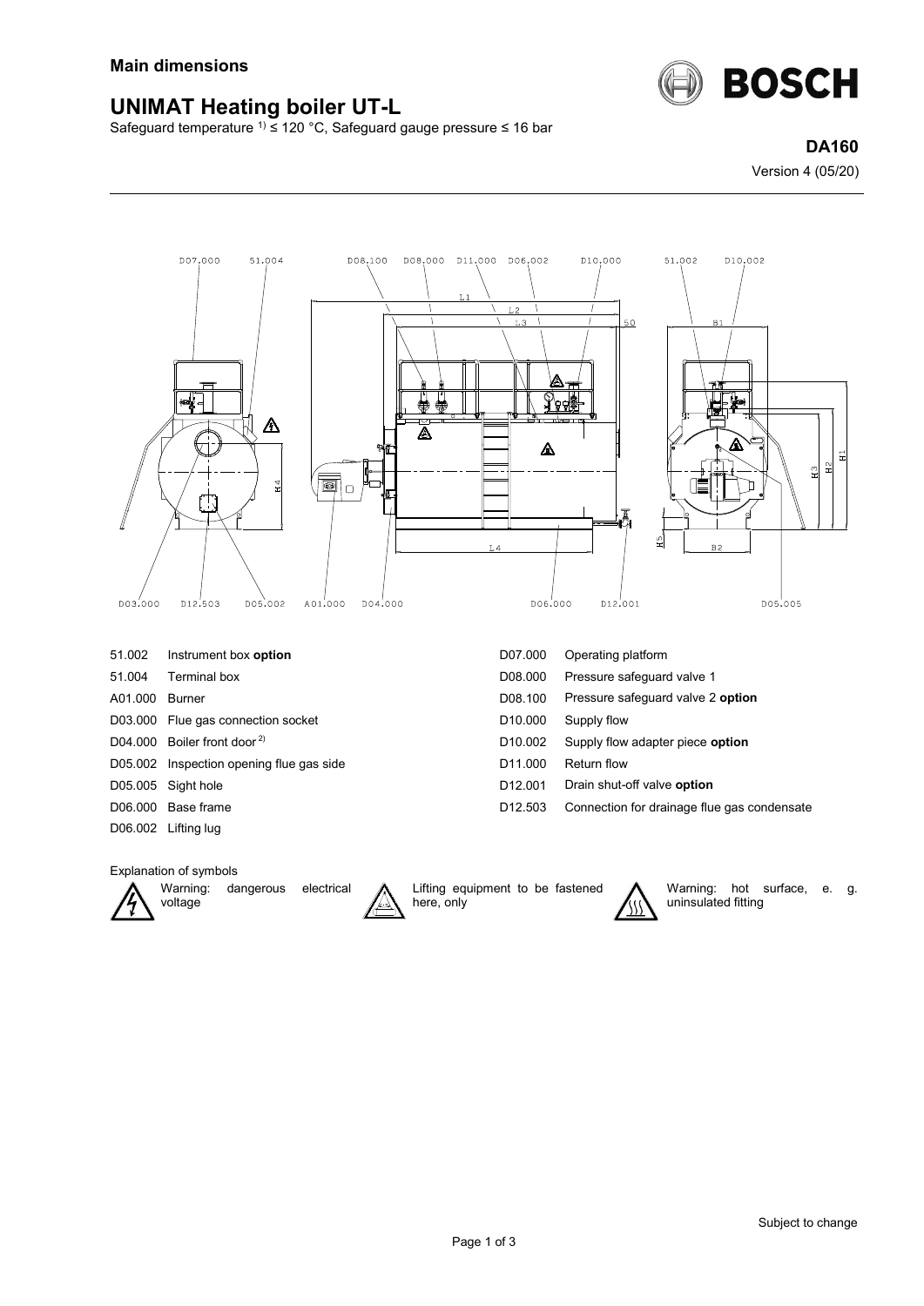## Main dimensions

# UNIMAT Heating boiler UT-L

Safeguard temperature [1] ≤ 120 °C, Safeguard gauge pressure ≤ 16 bar

**DA160**

Version 4 (05/20)

| | | | |
|---|---|---|---|
| 51.002 | Instrument box **option** | D07.000 | Operating platform |
| 51.004 | Terminal box | D08.000 | Pressure safeguard valve 1 |
| A01.000 | Burner | D08.100 | Pressure safeguard valve 2 **option** |
| D03.000 | Flue gas connection socket | D10.000 | Supply flow |
| D04.000 | Boiler front door [2] | D10.002 | Supply flow adapter piece **option** |
| D05.002 | Inspection opening flue gas side | D11.000 | Return flow |
| D05.005 | Sight hole | D12.001 | Drain shut-off valve **option** |
| D06.000 | Base frame | D12.503 | Connection for drainage flue gas condensate |
| D06.002 | Lifting lug | | |

Explanation of symbols

Warning: dangerous electrical voltage

Lifting equipment to be fastened here, only

Warning: hot surface, e. g. uninsulated fitting

Subject to change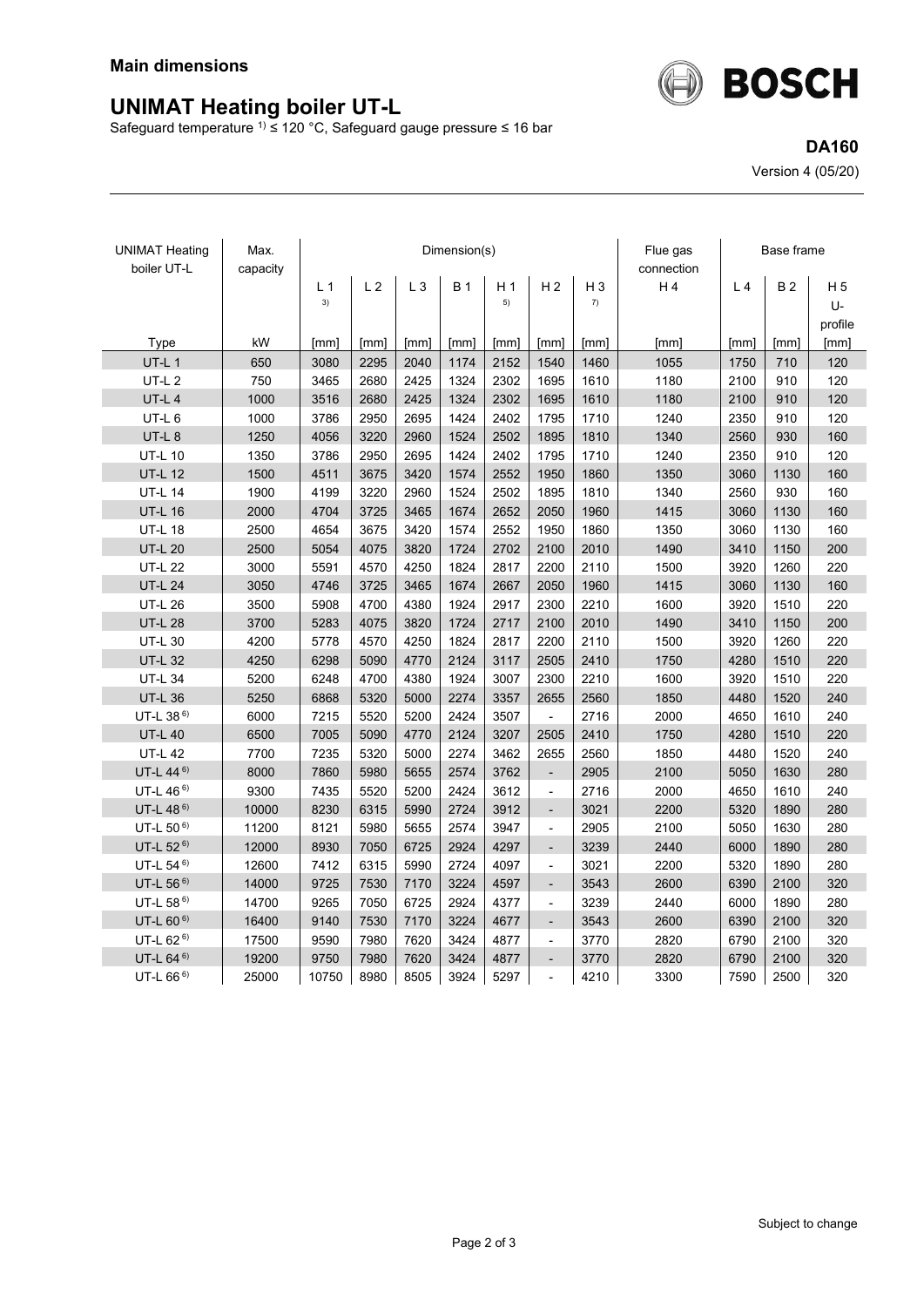**Main dimensions**

# UNIMAT Heating boiler UT-L

Safeguard temperature [1] ≤ 120 °C, Safeguard gauge pressure ≤ 16 bar

**DA160**

Version 4 (05/20)

| UNIMAT Heating boiler UT-L | Max. capacity | Dimension(s) | | | | | | | Flue gas connection | Base frame | | |
|---|---|---|---|---|---|---|---|---|---|---|---|---|
| | | L 1 [3] | L 2 | L 3 | B 1 | H 1 [5] | H 2 | H 3 [7] | H 4 | L 4 | B 2 | H 5 U-profile |
| Type | kW | [mm] | [mm] | [mm] | [mm] | [mm] | [mm] | [mm] | [mm] | [mm] | [mm] | [mm] |
| UT-L 1 | 650 | 3080 | 2295 | 2040 | 1174 | 2152 | 1540 | 1460 | 1055 | 1750 | 710 | 120 |
| UT-L 2 | 750 | 3465 | 2680 | 2425 | 1324 | 2302 | 1695 | 1610 | 1180 | 2100 | 910 | 120 |
| UT-L 4 | 1000 | 3516 | 2680 | 2425 | 1324 | 2302 | 1695 | 1610 | 1180 | 2100 | 910 | 120 |
| UT-L 6 | 1000 | 3786 | 2950 | 2695 | 1424 | 2402 | 1795 | 1710 | 1240 | 2350 | 910 | 120 |
| UT-L 8 | 1250 | 4056 | 3220 | 2960 | 1524 | 2502 | 1895 | 1810 | 1340 | 2560 | 930 | 160 |
| UT-L 10 | 1350 | 3786 | 2950 | 2695 | 1424 | 2402 | 1795 | 1710 | 1240 | 2350 | 910 | 120 |
| UT-L 12 | 1500 | 4511 | 3675 | 3420 | 1574 | 2552 | 1950 | 1860 | 1350 | 3060 | 1130 | 160 |
| UT-L 14 | 1900 | 4199 | 3220 | 2960 | 1524 | 2502 | 1895 | 1810 | 1340 | 2560 | 930 | 160 |
| UT-L 16 | 2000 | 4704 | 3725 | 3465 | 1674 | 2652 | 2050 | 1960 | 1415 | 3060 | 1130 | 160 |
| UT-L 18 | 2500 | 4654 | 3675 | 3420 | 1574 | 2552 | 1950 | 1860 | 1350 | 3060 | 1130 | 160 |
| UT-L 20 | 2500 | 5054 | 4075 | 3820 | 1724 | 2702 | 2100 | 2010 | 1490 | 3410 | 1150 | 200 |
| UT-L 22 | 3000 | 5591 | 4570 | 4250 | 1824 | 2817 | 2200 | 2110 | 1500 | 3920 | 1260 | 220 |
| UT-L 24 | 3050 | 4746 | 3725 | 3465 | 1674 | 2667 | 2050 | 1960 | 1415 | 3060 | 1130 | 160 |
| UT-L 26 | 3500 | 5908 | 4700 | 4380 | 1924 | 2917 | 2300 | 2210 | 1600 | 3920 | 1510 | 220 |
| UT-L 28 | 3700 | 5283 | 4075 | 3820 | 1724 | 2717 | 2100 | 2010 | 1490 | 3410 | 1150 | 200 |
| UT-L 30 | 4200 | 5778 | 4570 | 4250 | 1824 | 2817 | 2200 | 2110 | 1500 | 3920 | 1260 | 220 |
| UT-L 32 | 4250 | 6298 | 5090 | 4770 | 2124 | 3117 | 2505 | 2410 | 1750 | 4280 | 1510 | 220 |
| UT-L 34 | 5200 | 6248 | 4700 | 4380 | 1924 | 3007 | 2300 | 2210 | 1600 | 3920 | 1510 | 220 |
| UT-L 36 | 5250 | 6868 | 5320 | 5000 | 2274 | 3357 | 2655 | 2560 | 1850 | 4480 | 1520 | 240 |
| UT-L 38 [6] | 6000 | 7215 | 5520 | 5200 | 2424 | 3507 | - | 2716 | 2000 | 4650 | 1610 | 240 |
| UT-L 40 | 6500 | 7005 | 5090 | 4770 | 2124 | 3207 | 2505 | 2410 | 1750 | 4280 | 1510 | 220 |
| UT-L 42 | 7700 | 7235 | 5320 | 5000 | 2274 | 3462 | 2655 | 2560 | 1850 | 4480 | 1520 | 240 |
| UT-L 44 [6] | 8000 | 7860 | 5980 | 5655 | 2574 | 3762 | - | 2905 | 2100 | 5050 | 1630 | 280 |
| UT-L 46 [6] | 9300 | 7435 | 5520 | 5200 | 2424 | 3612 | - | 2716 | 2000 | 4650 | 1610 | 240 |
| UT-L 48 [6] | 10000 | 8230 | 6315 | 5990 | 2724 | 3912 | - | 3021 | 2200 | 5320 | 1890 | 280 |
| UT-L 50 [6] | 11200 | 8121 | 5980 | 5655 | 2574 | 3947 | - | 2905 | 2100 | 5050 | 1630 | 280 |
| UT-L 52 [6] | 12000 | 8930 | 7050 | 6725 | 2924 | 4297 | - | 3239 | 2440 | 6000 | 1890 | 280 |
| UT-L 54 [6] | 12600 | 7412 | 6315 | 5990 | 2724 | 4097 | - | 3021 | 2200 | 5320 | 1890 | 280 |
| UT-L 56 [6] | 14000 | 9725 | 7530 | 7170 | 3224 | 4597 | - | 3543 | 2600 | 6390 | 2100 | 320 |
| UT-L 58 [6] | 14700 | 9265 | 7050 | 6725 | 2924 | 4377 | - | 3239 | 2440 | 6000 | 1890 | 280 |
| UT-L 60 [6] | 16400 | 9140 | 7530 | 7170 | 3224 | 4677 | - | 3543 | 2600 | 6390 | 2100 | 320 |
| UT-L 62 [6] | 17500 | 9590 | 7980 | 7620 | 3424 | 4877 | - | 3770 | 2820 | 6790 | 2100 | 320 |
| UT-L 64 [6] | 19200 | 9750 | 7980 | 7620 | 3424 | 4877 | - | 3770 | 2820 | 6790 | 2100 | 320 |
| UT-L 66 [6] | 25000 | 10750 | 8980 | 8505 | 3924 | 5297 | - | 4210 | 3300 | 7590 | 2500 | 320 |

Subject to change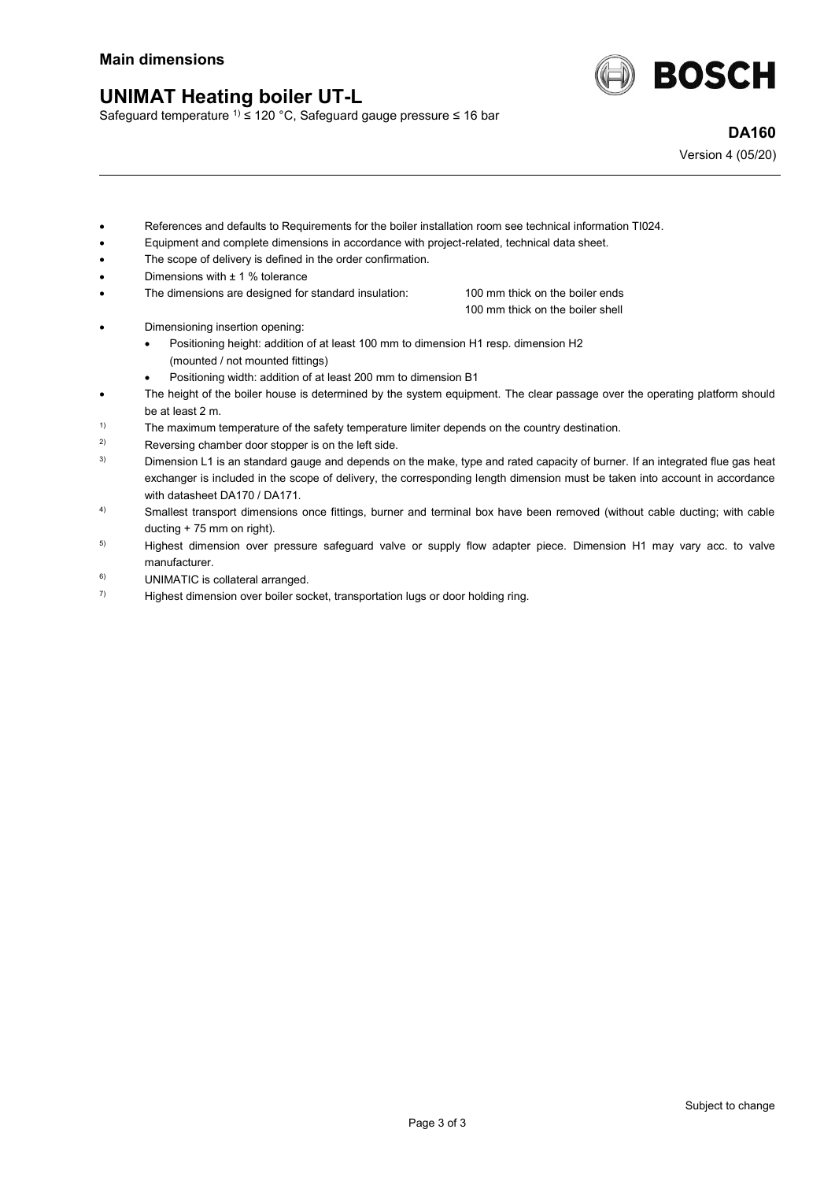- References and defaults to Requirements for the boiler installation room see technical information TI024.
- Equipment and complete dimensions in accordance with project-related, technical data sheet.
- The scope of delivery is defined in the order confirmation.
- Dimensions with ± 1 % tolerance
- The dimensions are designed for standard insulation: 100 mm thick on the boiler ends
  100 mm thick on the boiler shell
- Dimensioning insertion opening:
  - Positioning height: addition of at least 100 mm to dimension H1 resp. dimension H2 (mounted / not mounted fittings)
  - Positioning width: addition of at least 200 mm to dimension B1
- The height of the boiler house is determined by the system equipment. The clear passage over the operating platform should be at least 2 m.

[1] The maximum temperature of the safety temperature limiter depends on the country destination.

[2] Reversing chamber door stopper is on the left side.

[3] Dimension L1 is an standard gauge and depends on the make, type and rated capacity of burner. If an integrated flue gas heat exchanger is included in the scope of delivery, the corresponding length dimension must be taken into account in accordance with datasheet DA170 / DA171.

[4] Smallest transport dimensions once fittings, burner and terminal box have been removed (without cable ducting; with cable ducting + 75 mm on right).

[5] Highest dimension over pressure safeguard valve or supply flow adapter piece. Dimension H1 may vary acc. to valve manufacturer.

[6] UNIMATIC is collateral arranged.

[7] Highest dimension over boiler socket, transportation lugs or door holding ring.

Subject to change